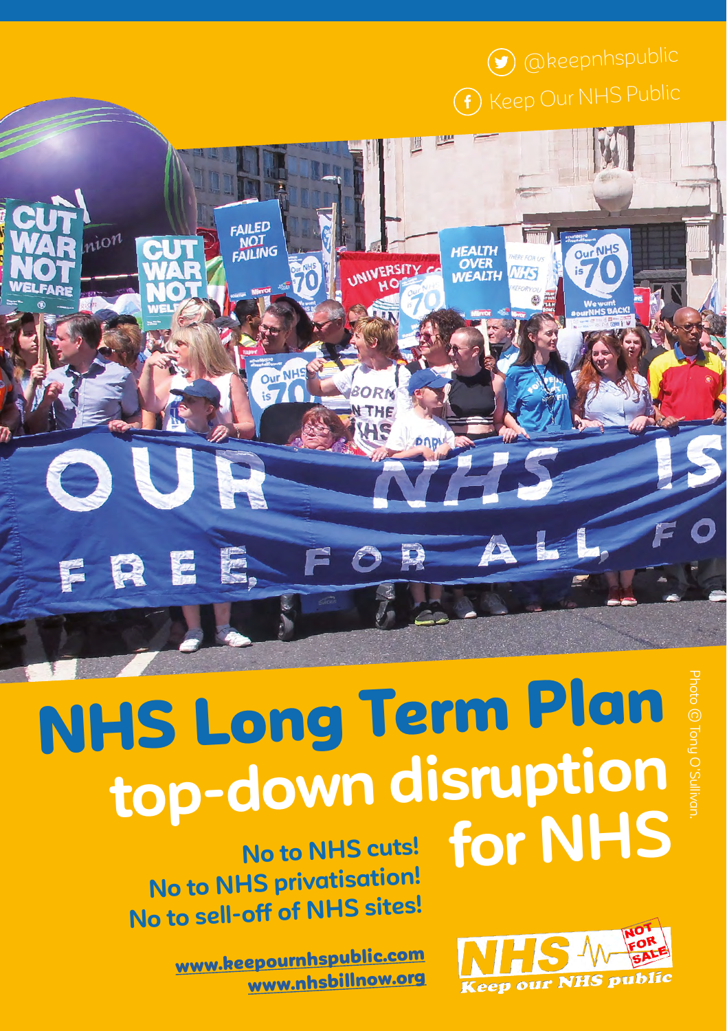@keepnhspublic

Keep Our NHS Public

# NHS Long Term Plan

## top-down disruption for NHS

**No to NHS cuts!**
**No to NHS privatisation!**
**No to sell-off of NHS sites!**

www.keepournhspublic.com
www.nhsbillnow.org

NHS NOT FOR SALE Keep our NHS public

Photo © Tony O'Sullivan.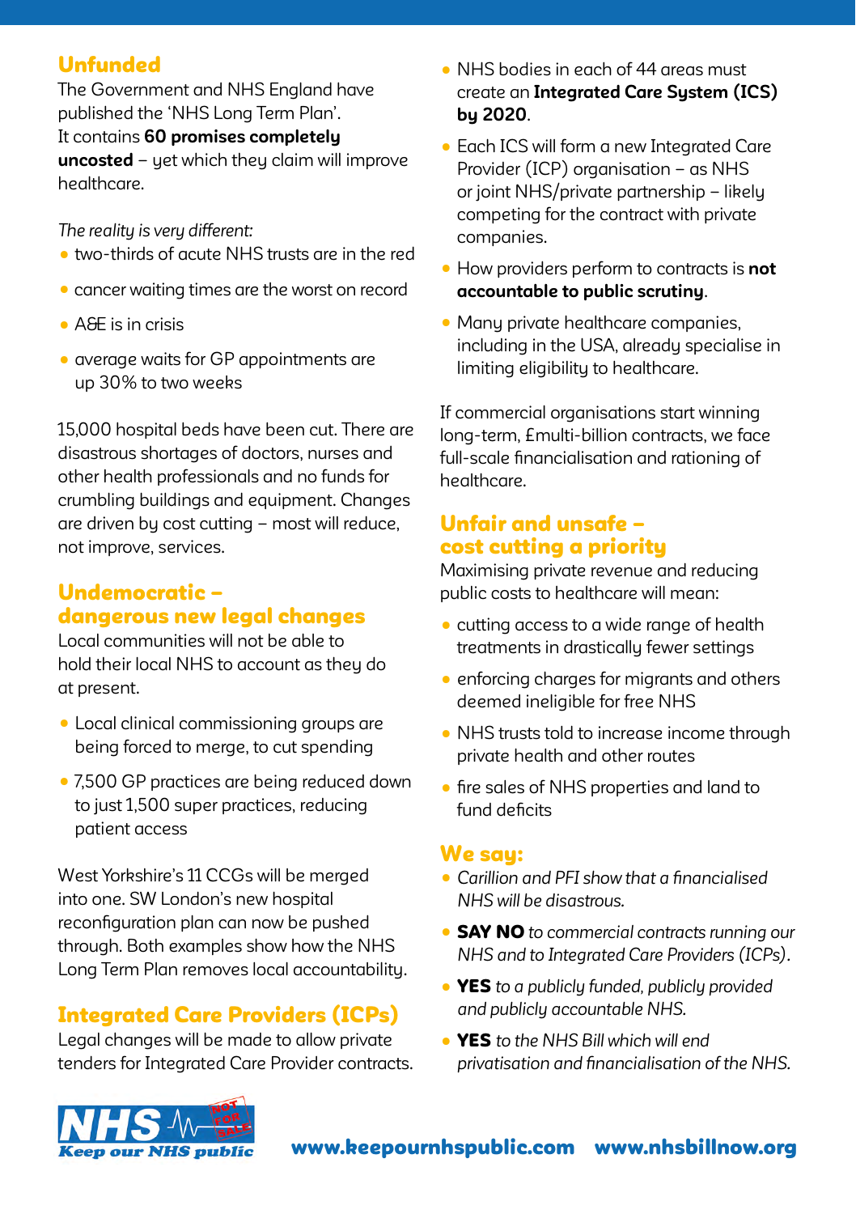## Unfunded

The Government and NHS England have published the 'NHS Long Term Plan'. It contains **60 promises completely uncosted** – yet which they claim will improve healthcare.

*The reality is very different:*

- two-thirds of acute NHS trusts are in the red
- cancer waiting times are the worst on record
- A&E is in crisis
- average waits for GP appointments are up 30% to two weeks

15,000 hospital beds have been cut. There are disastrous shortages of doctors, nurses and other health professionals and no funds for crumbling buildings and equipment. Changes are driven by cost cutting – most will reduce, not improve, services.

## Undemocratic – dangerous new legal changes

Local communities will not be able to hold their local NHS to account as they do at present.

- Local clinical commissioning groups are being forced to merge, to cut spending
- 7,500 GP practices are being reduced down to just 1,500 super practices, reducing patient access

West Yorkshire's 11 CCGs will be merged into one. SW London's new hospital reconfiguration plan can now be pushed through. Both examples show how the NHS Long Term Plan removes local accountability.

## Integrated Care Providers (ICPs)

Legal changes will be made to allow private tenders for Integrated Care Provider contracts.

- NHS bodies in each of 44 areas must create an **Integrated Care System (ICS) by 2020**.
- Each ICS will form a new Integrated Care Provider (ICP) organisation – as NHS or joint NHS/private partnership – likely competing for the contract with private companies.
- How providers perform to contracts is **not accountable to public scrutiny**.
- Many private healthcare companies, including in the USA, already specialise in limiting eligibility to healthcare.

If commercial organisations start winning long-term, £multi-billion contracts, we face full-scale financialisation and rationing of healthcare.

## Unfair and unsafe – cost cutting a priority

Maximising private revenue and reducing public costs to healthcare will mean:

- cutting access to a wide range of health treatments in drastically fewer settings
- enforcing charges for migrants and others deemed ineligible for free NHS
- NHS trusts told to increase income through private health and other routes
- fire sales of NHS properties and land to fund deficits

## We say:

- *Carillion and PFI show that a financialised NHS will be disastrous.*
- **SAY NO** *to commercial contracts running our NHS and to Integrated Care Providers (ICPs).*
- **YES** *to a publicly funded, publicly provided and publicly accountable NHS.*
- **YES** *to the NHS Bill which will end privatisation and financialisation of the NHS.*

NHS NOT FOR SALE
Keep our NHS public

www.keepournhspublic.com www.nhsbillnow.org